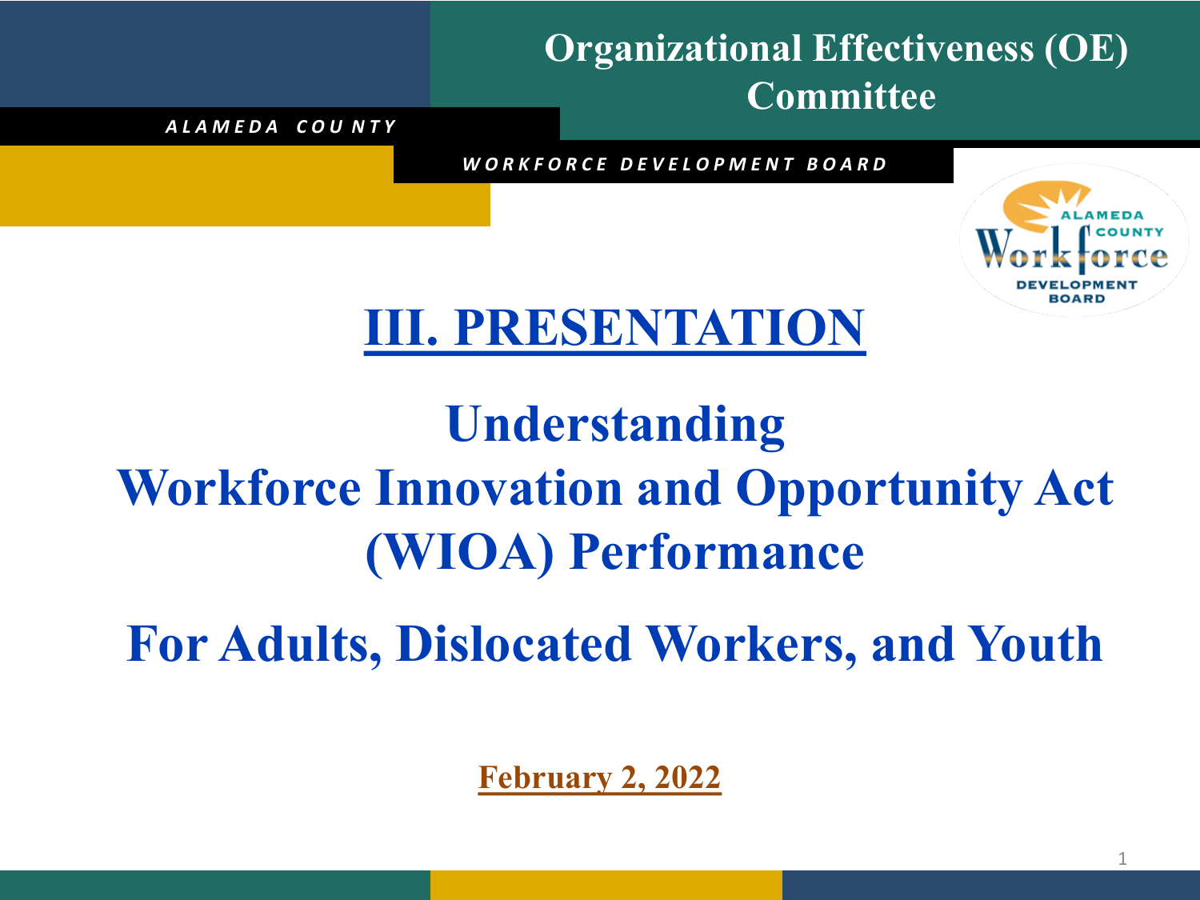# Organizational Effectiveness (OE) Committee

*ALAMEDA COUNTY*

*WORKFORCE DEVELOPMENT BOARD*

## III. PRESENTATION

# Understanding Workforce Innovation and Opportunity Act (WIOA) Performance

## For Adults, Dislocated Workers, and Youth

**February 2, 2022**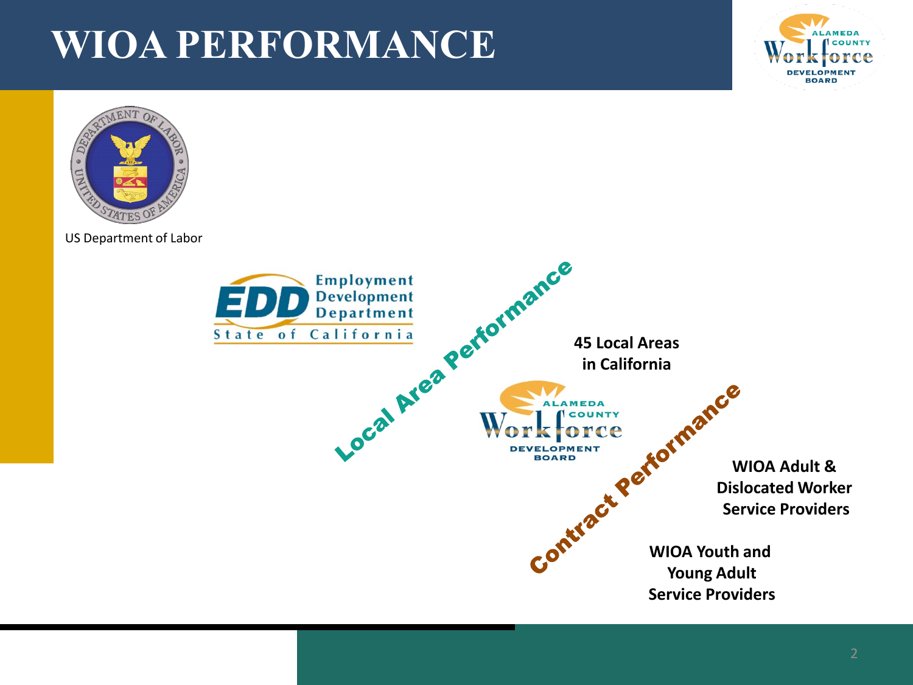# WIOA PERFORMANCE

US Department of Labor

Local Area Performance

45 Local Areas in California

Contract Performance

WIOA Adult & Dislocated Worker Service Providers

WIOA Youth and Young Adult Service Providers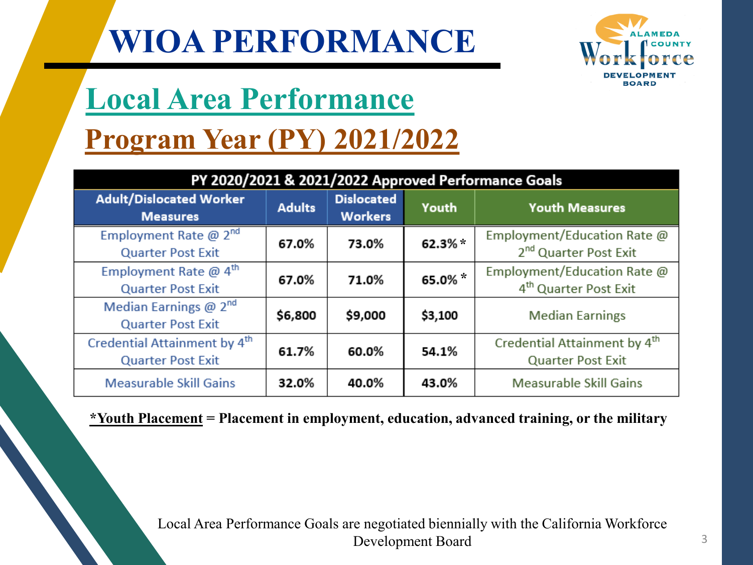# WIOA PERFORMANCE

ALAMEDA COUNTY Workforce DEVELOPMENT BOARD

## Local Area Performance

## Program Year (PY) 2021/2022

| PY 2020/2021 & 2021/2022 Approved Performance Goals | | | | |
|---|---|---|---|---|
| Adult/Dislocated Worker Measures | Adults | Dislocated Workers | Youth | Youth Measures |
| Employment Rate @ 2nd Quarter Post Exit | 67.0% | 73.0% | 62.3% * | Employment/Education Rate @ 2nd Quarter Post Exit |
| Employment Rate @ 4th Quarter Post Exit | 67.0% | 71.0% | 65.0% * | Employment/Education Rate @ 4th Quarter Post Exit |
| Median Earnings @ 2nd Quarter Post Exit | $6,800 | $9,000 | $3,100 | Median Earnings |
| Credential Attainment by 4th Quarter Post Exit | 61.7% | 60.0% | 54.1% | Credential Attainment by 4th Quarter Post Exit |
| Measurable Skill Gains | 32.0% | 40.0% | 43.0% | Measurable Skill Gains |

**\*Youth Placement = Placement in employment, education, advanced training, or the military**

Local Area Performance Goals are negotiated biennially with the California Workforce Development Board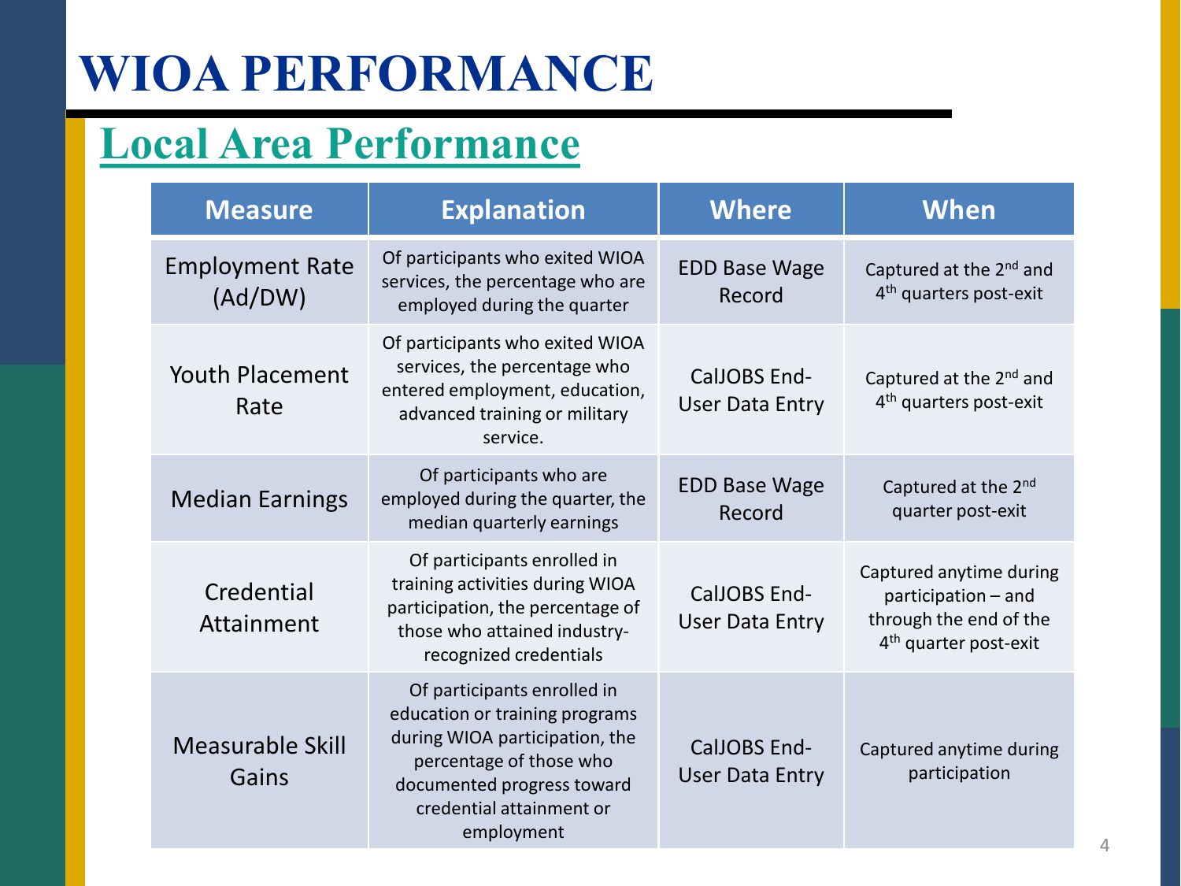# WIOA PERFORMANCE

## Local Area Performance

| Measure | Explanation | Where | When |
|---|---|---|---|
| Employment Rate (Ad/DW) | Of participants who exited WIOA services, the percentage who are employed during the quarter | EDD Base Wage Record | Captured at the 2nd and 4th quarters post-exit |
| Youth Placement Rate | Of participants who exited WIOA services, the percentage who entered employment, education, advanced training or military service. | CalJOBS End-User Data Entry | Captured at the 2nd and 4th quarters post-exit |
| Median Earnings | Of participants who are employed during the quarter, the median quarterly earnings | EDD Base Wage Record | Captured at the 2nd quarter post-exit |
| Credential Attainment | Of participants enrolled in training activities during WIOA participation, the percentage of those who attained industry-recognized credentials | CalJOBS End-User Data Entry | Captured anytime during participation – and through the end of the 4th quarter post-exit |
| Measurable Skill Gains | Of participants enrolled in education or training programs during WIOA participation, the percentage of those who documented progress toward credential attainment or employment | CalJOBS End-User Data Entry | Captured anytime during participation |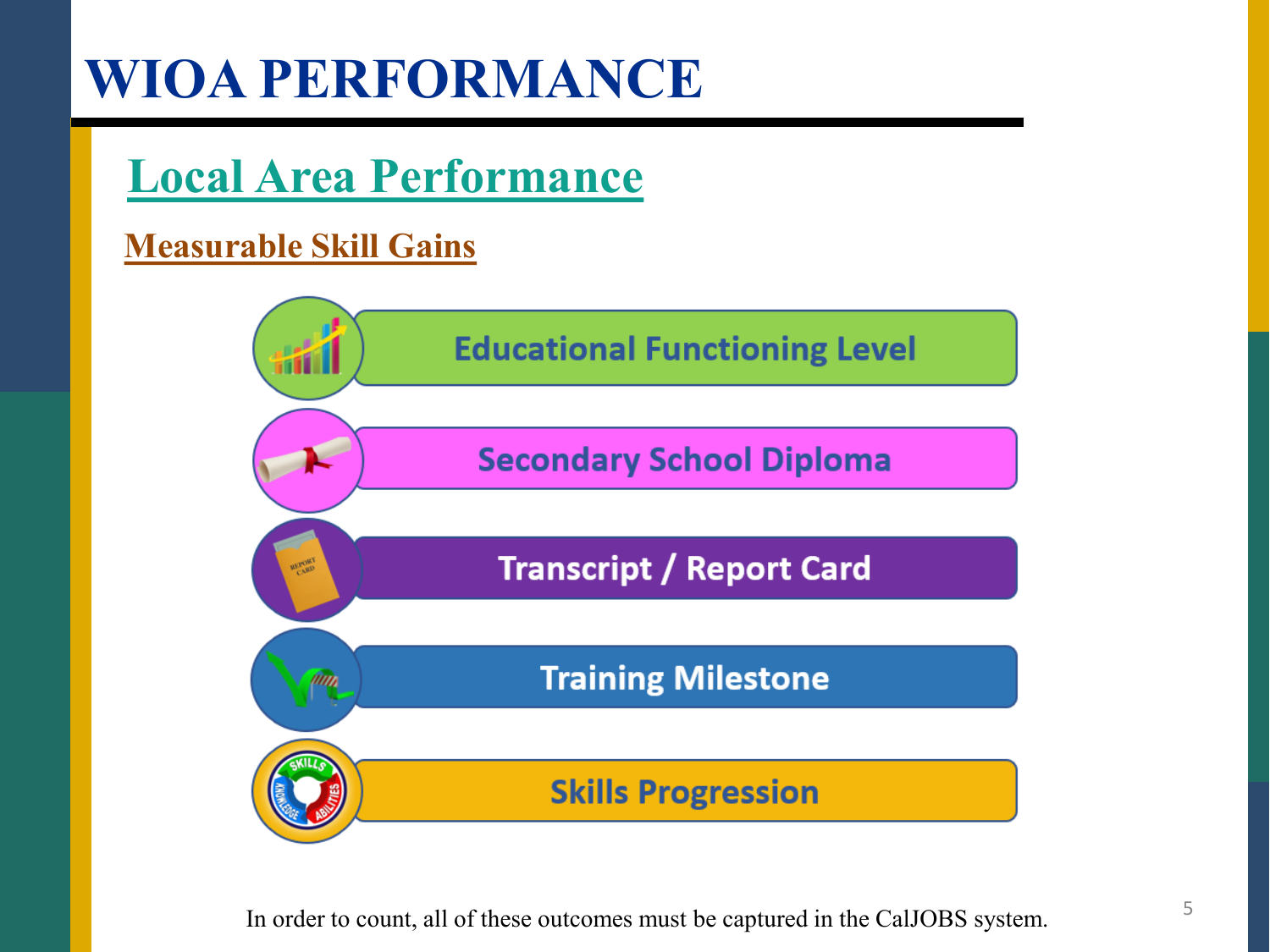# WIOA PERFORMANCE

## Local Area Performance

### Measurable Skill Gains

- Educational Functioning Level
- Secondary School Diploma
- Transcript / Report Card
- Training Milestone
- Skills Progression

In order to count, all of these outcomes must be captured in the CalJOBS system.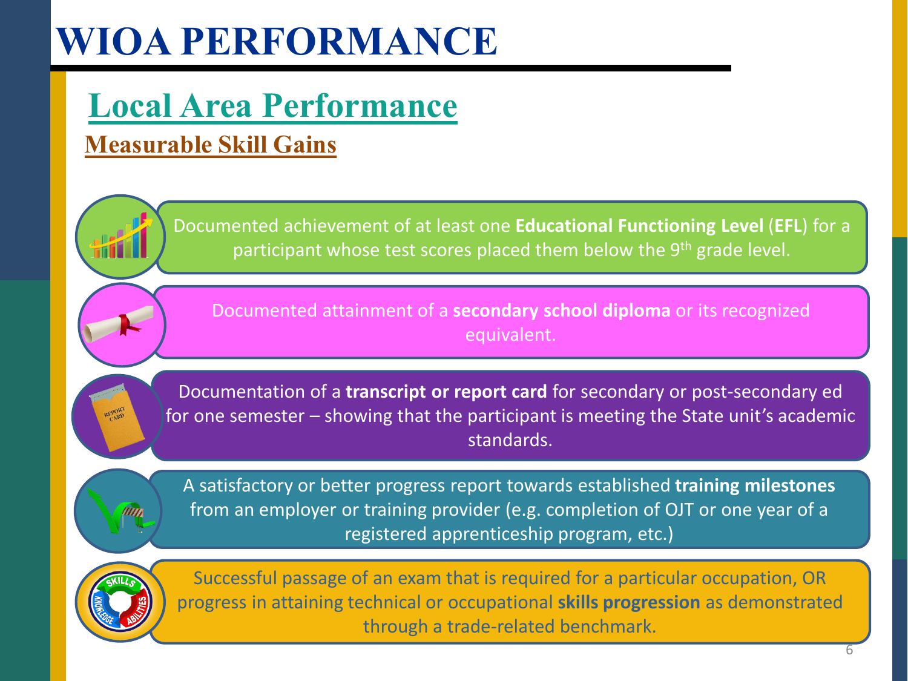# WIOA PERFORMANCE

## Local Area Performance

### Measurable Skill Gains

- Documented achievement of at least one **Educational Functioning Level** (**EFL**) for a participant whose test scores placed them below the 9th grade level.
- Documented attainment of a **secondary school diploma** or its recognized equivalent.
- Documentation of a **transcript or report card** for secondary or post-secondary ed for one semester – showing that the participant is meeting the State unit's academic standards.
- A satisfactory or better progress report towards established **training milestones** from an employer or training provider (e.g. completion of OJT or one year of a registered apprenticeship program, etc.)
- Successful passage of an exam that is required for a particular occupation, OR progress in attaining technical or occupational **skills progression** as demonstrated through a trade-related benchmark.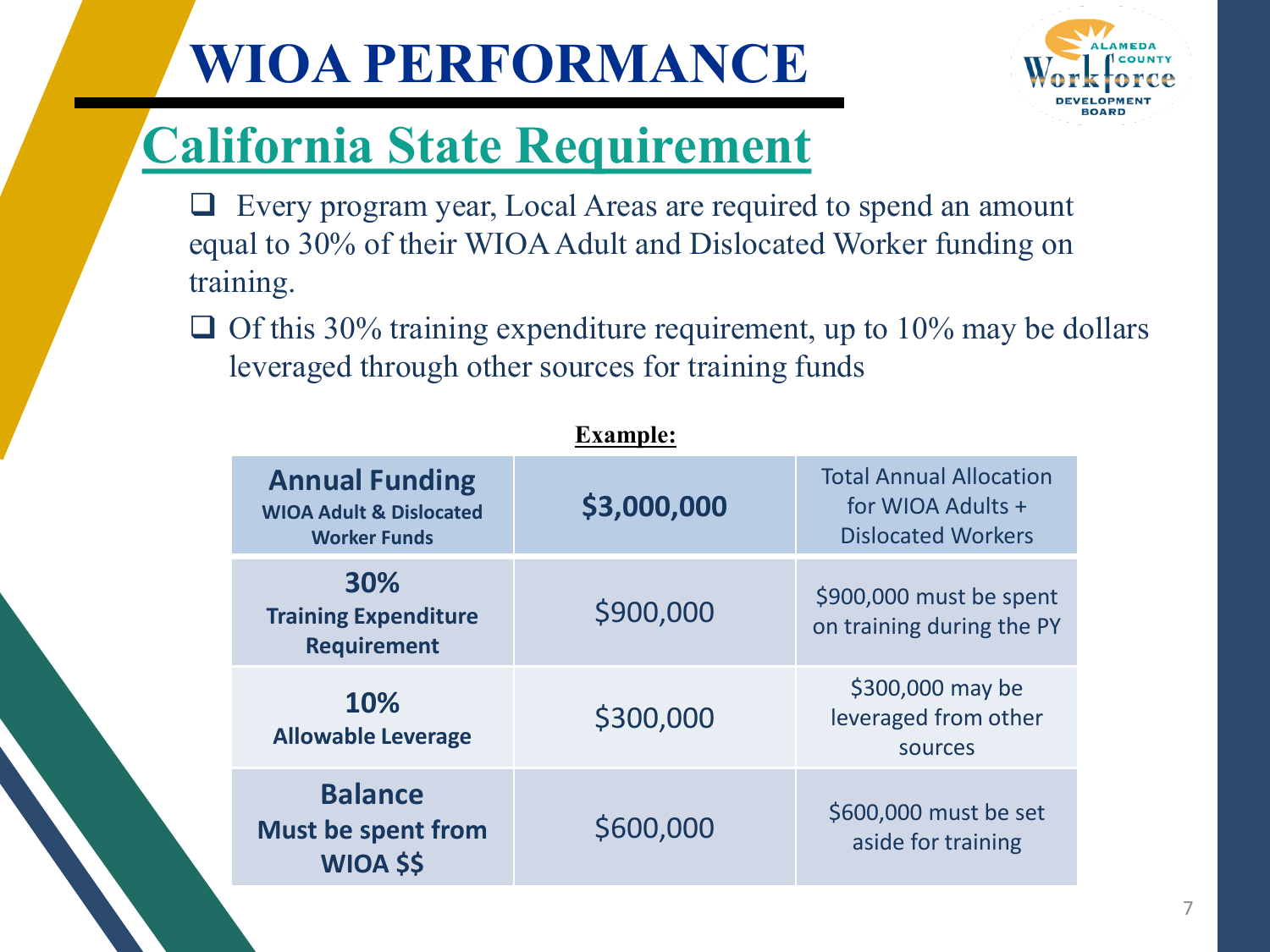# WIOA PERFORMANCE

## California State Requirement

- Every program year, Local Areas are required to spend an amount equal to 30% of their WIOA Adult and Dislocated Worker funding on training.
- Of this 30% training expenditure requirement, up to 10% may be dollars leveraged through other sources for training funds

**Example:**

| **Annual Funding** **WIOA Adult & Dislocated Worker Funds** | **$3,000,000** | Total Annual Allocation for WIOA Adults + Dislocated Workers |
|---|---|---|
| **30%** **Training Expenditure Requirement** | $900,000 | $900,000 must be spent on training during the PY |
| **10%** **Allowable Leverage** | $300,000 | $300,000 may be leveraged from other sources |
| **Balance** **Must be spent from WIOA $$** | $600,000 | $600,000 must be set aside for training |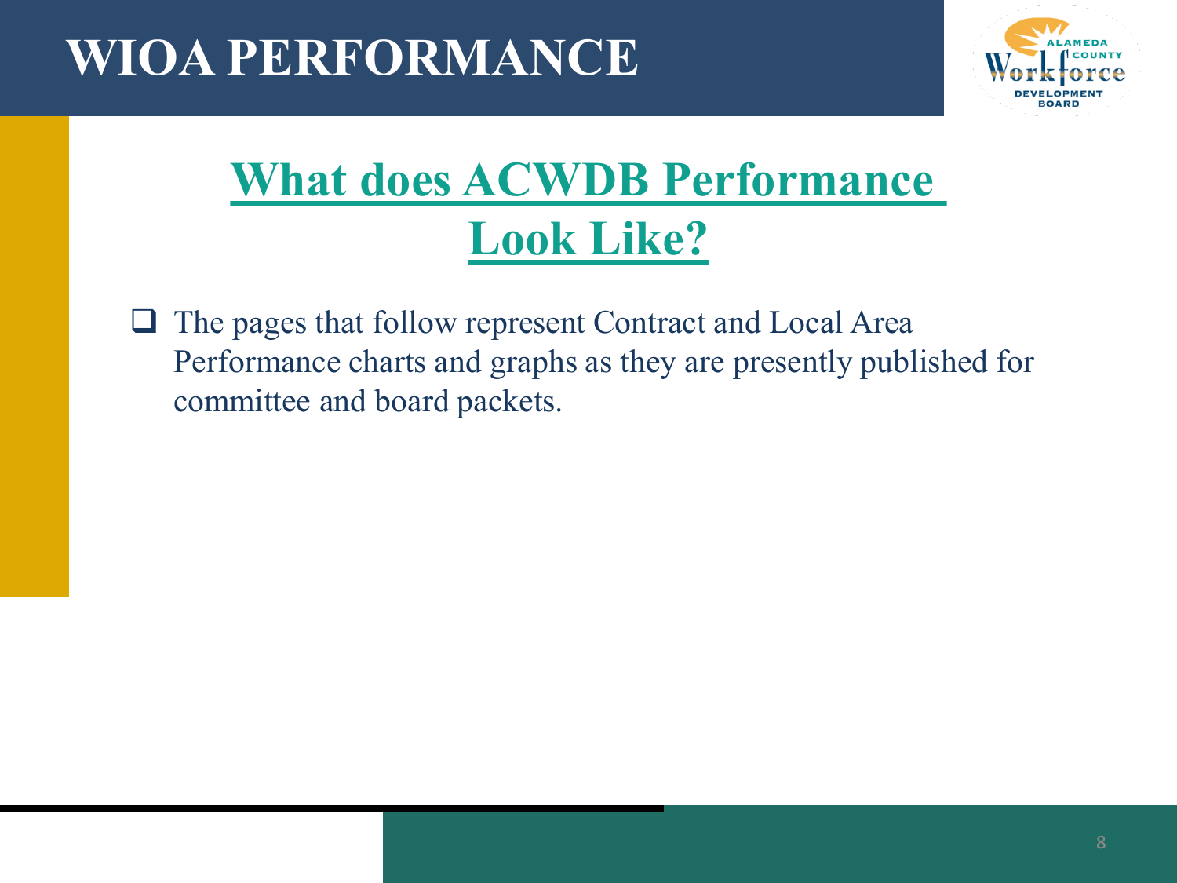# WIOA PERFORMANCE

## What does ACWDB Performance Look Like?

- The pages that follow represent Contract and Local Area Performance charts and graphs as they are presently published for committee and board packets.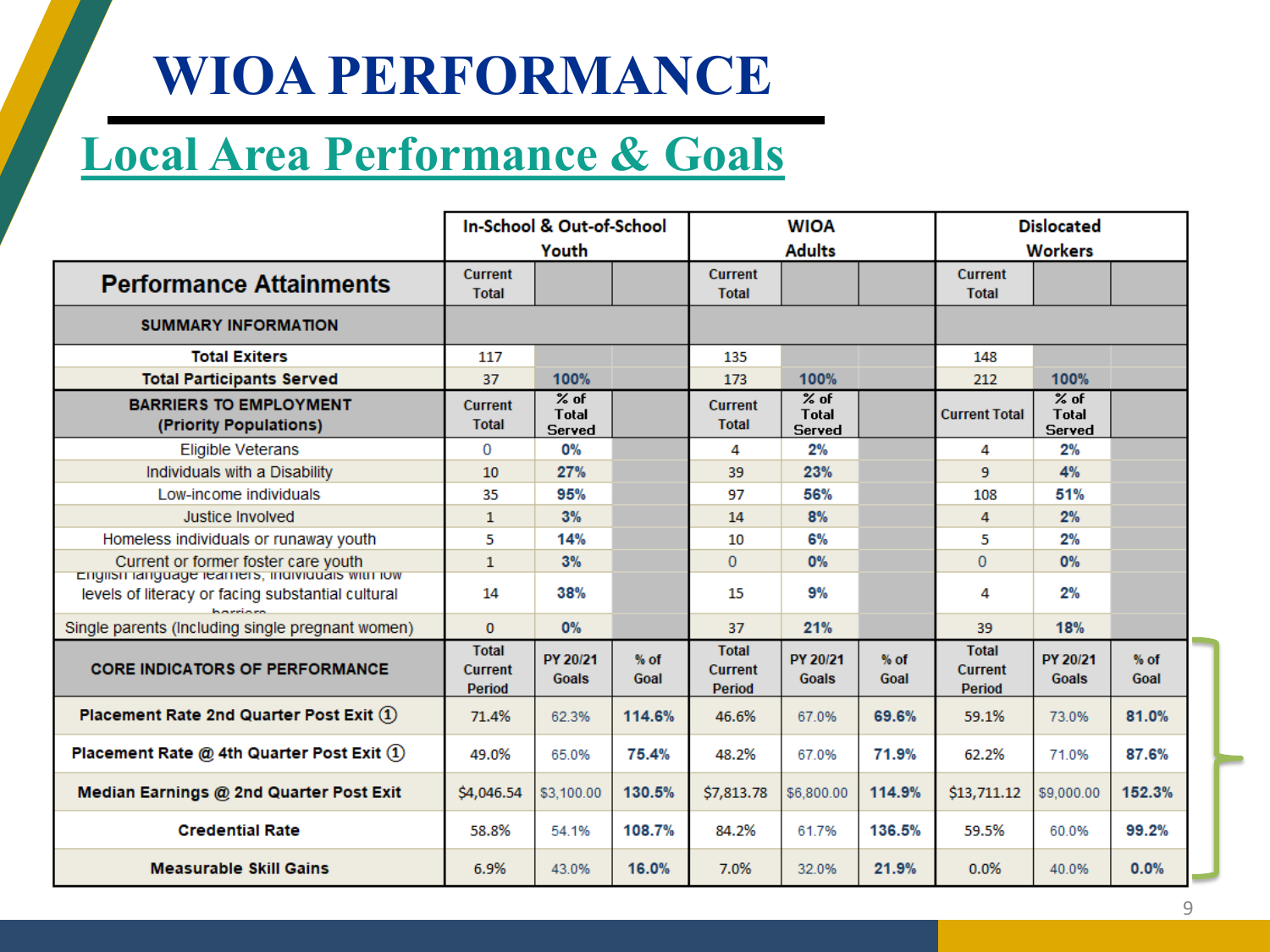# WIOA PERFORMANCE

## Local Area Performance & Goals

| Performance Attainments | In-School & Out-of-School Youth | | | WIOA Adults | | | Dislocated Workers | | |
|---|---|---|---|---|---|---|---|---|---|
| | Current Total | | | Current Total | | | Current Total | | |
| **SUMMARY INFORMATION** | | | | | | | | | |
| **Total Exiters** | 117 | | | 135 | | | 148 | | |
| **Total Participants Served** | 37 | **100%** | | 173 | **100%** | | 212 | **100%** | |
| **BARRIERS TO EMPLOYMENT (Priority Populations)** | Current Total | % of Total Served | | Current Total | % of Total Served | | Current Total | % of Total Served | |
| Eligible Veterans | 0 | **0%** | | 4 | **2%** | | 4 | **2%** | |
| Individuals with a Disability | 10 | **27%** | | 39 | **23%** | | 9 | **4%** | |
| Low-income individuals | 35 | **95%** | | 97 | **56%** | | 108 | **51%** | |
| Justice Involved | 1 | **3%** | | 14 | **8%** | | 4 | **2%** | |
| Homeless individuals or runaway youth | 5 | **14%** | | 10 | **6%** | | 5 | **2%** | |
| Current or former foster care youth | 1 | **3%** | | 0 | **0%** | | 0 | **0%** | |
| English language learners, individuals with low levels of literacy or facing substantial cultural barriers | 14 | **38%** | | 15 | **9%** | | 4 | **2%** | |
| Single parents (Including single pregnant women) | 0 | **0%** | | 37 | **21%** | | 39 | **18%** | |
| **CORE INDICATORS OF PERFORMANCE** | Total Current Period | PY 20/21 Goals | % of Goal | Total Current Period | PY 20/21 Goals | % of Goal | Total Current Period | PY 20/21 Goals | % of Goal |
| **Placement Rate 2nd Quarter Post Exit** ① | 71.4% | 62.3% | **114.6%** | 46.6% | 67.0% | **69.6%** | 59.1% | 73.0% | **81.0%** |
| **Placement Rate @ 4th Quarter Post Exit** ① | 49.0% | 65.0% | **75.4%** | 48.2% | 67.0% | **71.9%** | 62.2% | 71.0% | **87.6%** |
| **Median Earnings @ 2nd Quarter Post Exit** | $4,046.54 | $3,100.00 | **130.5%** | $7,813.78 | $6,800.00 | **114.9%** | $13,711.12 | $9,000.00 | **152.3%** |
| **Credential Rate** | 58.8% | 54.1% | **108.7%** | 84.2% | 61.7% | **136.5%** | 59.5% | 60.0% | **99.2%** |
| **Measurable Skill Gains** | 6.9% | 43.0% | **16.0%** | 7.0% | 32.0% | **21.9%** | 0.0% | 40.0% | **0.0%** |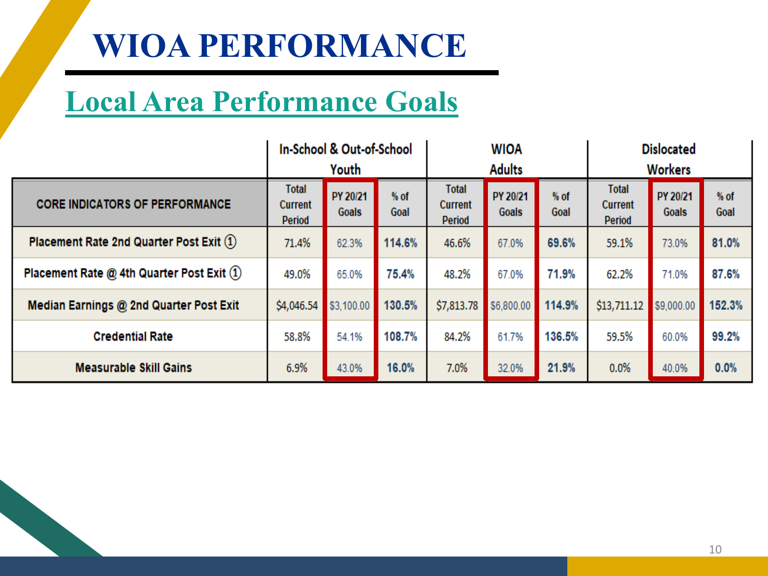# WIOA PERFORMANCE

## Local Area Performance Goals

| | In-School & Out-of-School Youth | | | WIOA Adults | | | Dislocated Workers | | |
|---|---|---|---|---|---|---|---|---|---|
| **CORE INDICATORS OF PERFORMANCE** | Total Current Period | PY 20/21 Goals | % of Goal | Total Current Period | PY 20/21 Goals | % of Goal | Total Current Period | PY 20/21 Goals | % of Goal |
| Placement Rate 2nd Quarter Post Exit ① | 71.4% | 62.3% | **114.6%** | 46.6% | 67.0% | **69.6%** | 59.1% | 73.0% | **81.0%** |
| Placement Rate @ 4th Quarter Post Exit ① | 49.0% | 65.0% | **75.4%** | 48.2% | 67.0% | **71.9%** | 62.2% | 71.0% | **87.6%** |
| Median Earnings @ 2nd Quarter Post Exit | $4,046.54 | $3,100.00 | **130.5%** | $7,813.78 | $6,800.00 | **114.9%** | $13,711.12 | $9,000.00 | **152.3%** |
| Credential Rate | 58.8% | 54.1% | **108.7%** | 84.2% | 61.7% | **136.5%** | 59.5% | 60.0% | **99.2%** |
| Measurable Skill Gains | 6.9% | 43.0% | **16.0%** | 7.0% | 32.0% | **21.9%** | 0.0% | 40.0% | **0.0%** |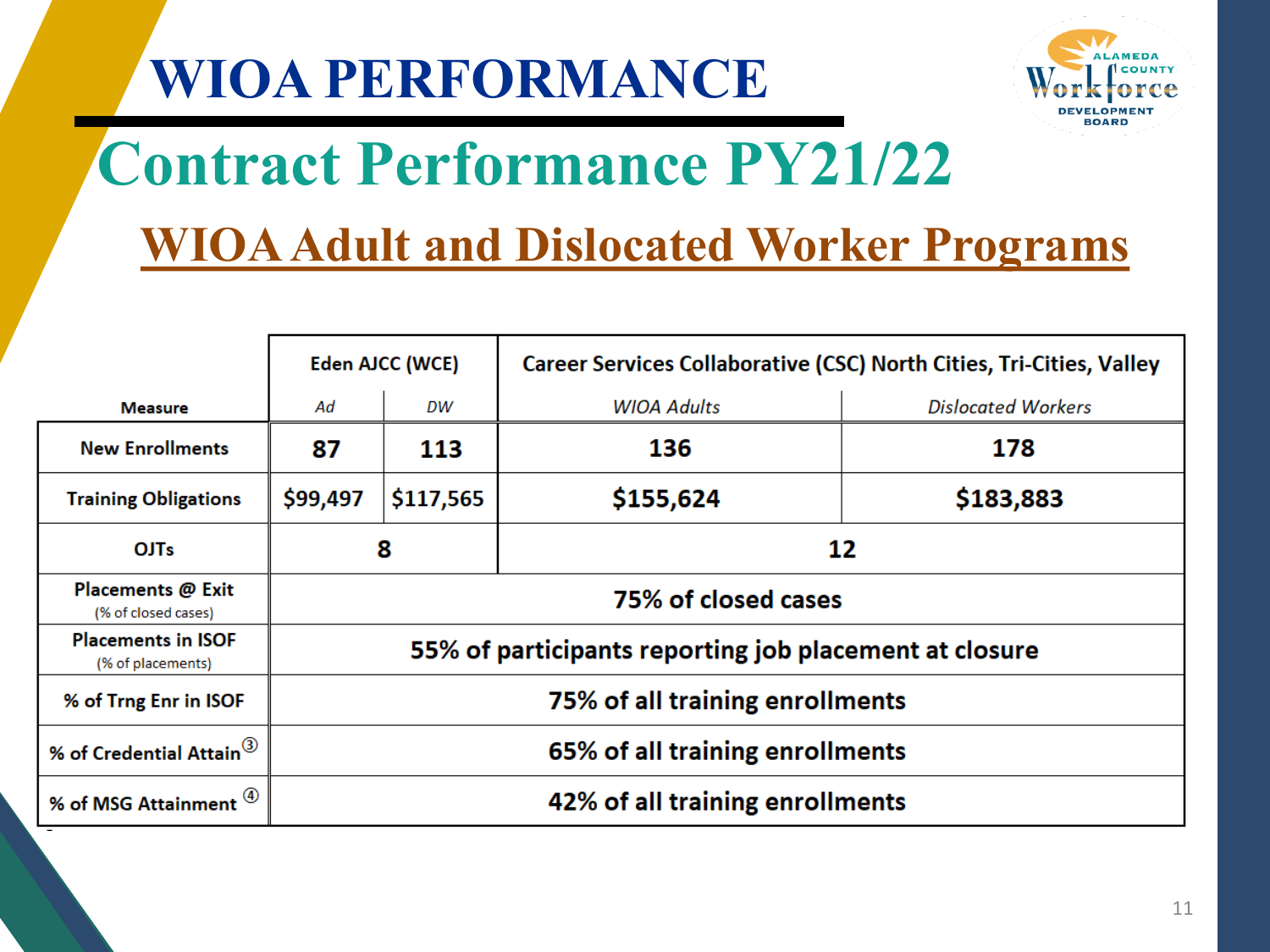# WIOA PERFORMANCE

## Contract Performance PY21/22

### WIOA Adult and Dislocated Worker Programs

| Measure | Eden AJCC (WCE) | | Career Services Collaborative (CSC) North Cities, Tri-Cities, Valley | |
|---|---|---|---|---|
| | *Ad* | *DW* | *WIOA Adults* | *Dislocated Workers* |
| **New Enrollments** | **87** | **113** | **136** | **178** |
| **Training Obligations** | **$99,497** | **$117,565** | **$155,624** | **$183,883** |
| **OJTs** | **8** | | **12** | |
| **Placements @ Exit** (% of closed cases) | **75% of closed cases** | | | |
| **Placements in ISOF** (% of placements) | **55% of participants reporting job placement at closure** | | | |
| **% of Trng Enr in ISOF** | **75% of all training enrollments** | | | |
| **% of Credential Attain** [3] | **65% of all training enrollments** | | | |
| **% of MSG Attainment** [4] | **42% of all training enrollments** | | | |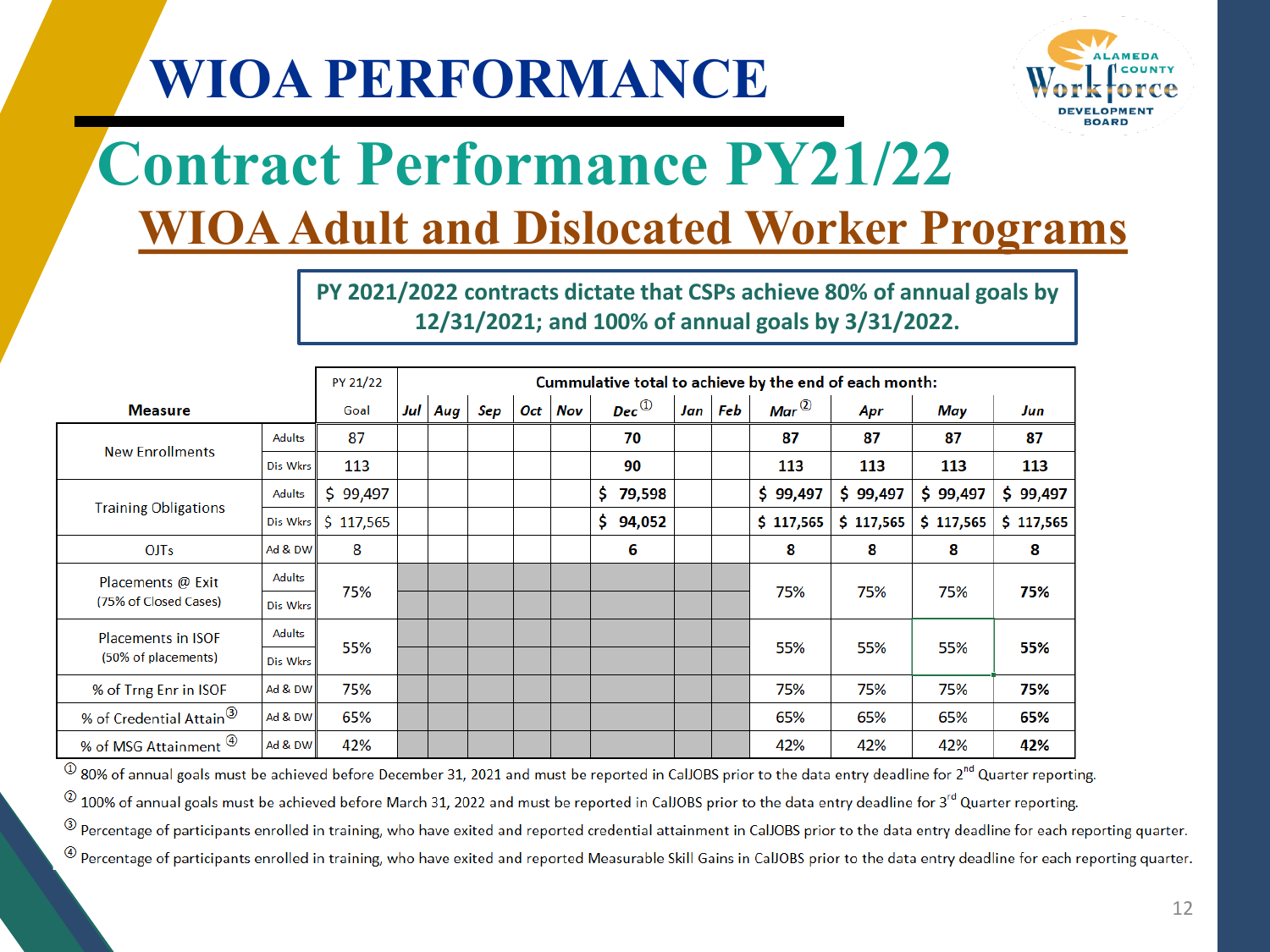# WIOA PERFORMANCE

## Contract Performance PY21/22

### WIOA Adult and Dislocated Worker Programs

**PY 2021/2022 contracts dictate that CSPs achieve 80% of annual goals by 12/31/2021; and 100% of annual goals by 3/31/2022.**

| Measure | | PY 21/22 Goal | Jul | Aug | Sep | Oct | Nov | Dec [1] | Jan | Feb | Mar [2] | Apr | May | Jun |
|---|---|---|---|---|---|---|---|---|---|---|---|---|---|---|
| | | | Cummulative total to achieve by the end of each month: | | | | | | | | | | | |
| New Enrollments | Adults | 87 | | | | | | 70 | | | 87 | 87 | 87 | 87 |
| | Dis Wkrs | 113 | | | | | | 90 | | | 113 | 113 | 113 | 113 |
| Training Obligations | Adults | $ 99,497 | | | | | | $ 79,598 | | | $ 99,497 | $ 99,497 | $ 99,497 | $ 99,497 |
| | Dis Wkrs | $ 117,565 | | | | | | $ 94,052 | | | $ 117,565 | $ 117,565 | $ 117,565 | $ 117,565 |
| OJTs | Ad & DW | 8 | | | | | | 6 | | | 8 | 8 | 8 | 8 |
| Placements @ Exit (75% of Closed Cases) | Adults / Dis Wkrs | 75% | | | | | | | | | 75% | 75% | 75% | 75% |
| Placements in ISOF (50% of placements) | Adults / Dis Wkrs | 55% | | | | | | | | | 55% | 55% | 55% | 55% |
| % of Trng Enr in ISOF | Ad & DW | 75% | | | | | | | | | 75% | 75% | 75% | 75% |
| % of Credential Attain [3] | Ad & DW | 65% | | | | | | | | | 65% | 65% | 65% | 65% |
| % of MSG Attainment [4] | Ad & DW | 42% | | | | | | | | | 42% | 42% | 42% | 42% |

[1] 80% of annual goals must be achieved before December 31, 2021 and must be reported in CalJOBS prior to the data entry deadline for 2nd Quarter reporting.

[2] 100% of annual goals must be achieved before March 31, 2022 and must be reported in CalJOBS prior to the data entry deadline for 3rd Quarter reporting.

[3] Percentage of participants enrolled in training, who have exited and reported credential attainment in CalJOBS prior to the data entry deadline for each reporting quarter.

[4] Percentage of participants enrolled in training, who have exited and reported Measurable Skill Gains in CalJOBS prior to the data entry deadline for each reporting quarter.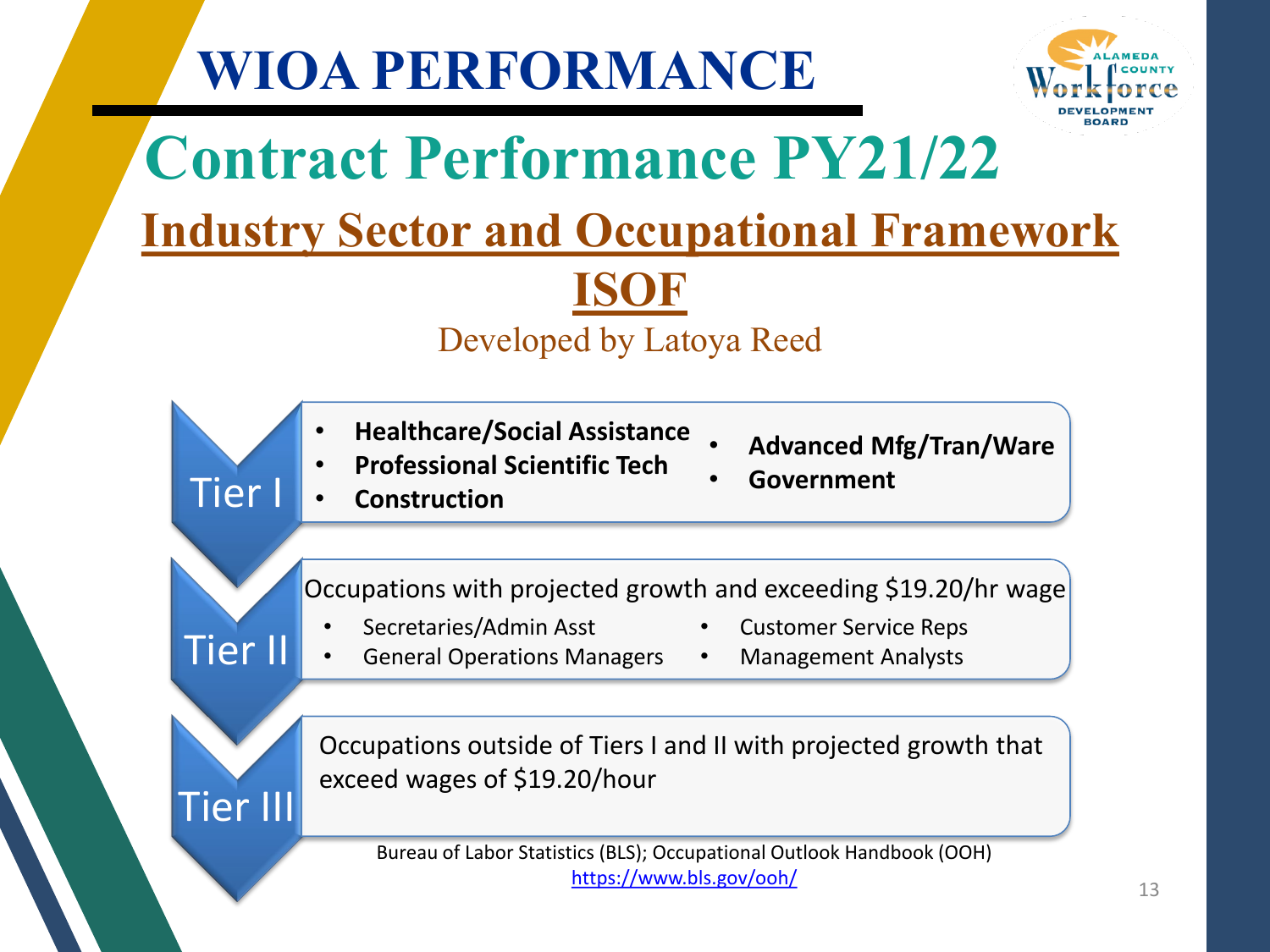# WIOA PERFORMANCE

## Contract Performance PY21/22

### Industry Sector and Occupational Framework

### ISOF

Developed by Latoya Reed

**Tier I**

- **Healthcare/Social Assistance**
- **Professional Scientific Tech**
- **Construction**
- **Advanced Mfg/Tran/Ware**
- **Government**

**Tier II**

Occupations with projected growth and exceeding $19.20/hr wage

- Secretaries/Admin Asst
- General Operations Managers
- Customer Service Reps
- Management Analysts

**Tier III**

Occupations outside of Tiers I and II with projected growth that exceed wages of $19.20/hour

Bureau of Labor Statistics (BLS); Occupational Outlook Handbook (OOH)
https://www.bls.gov/ooh/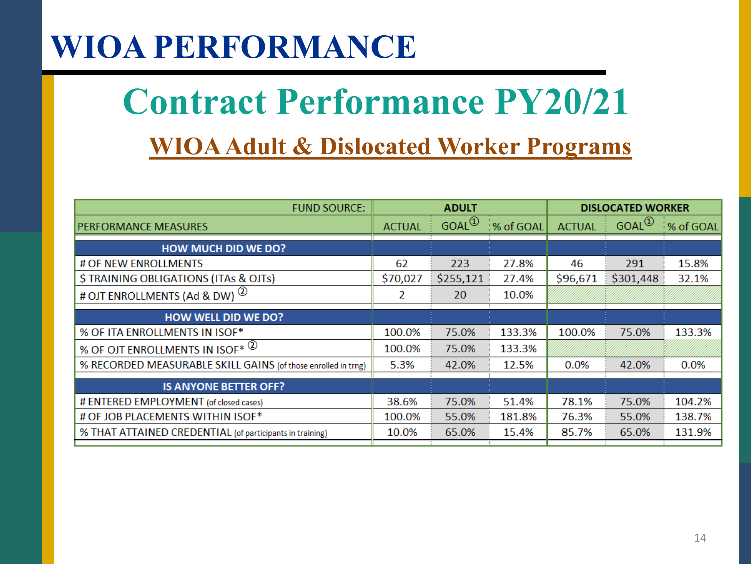# WIOA PERFORMANCE

## Contract Performance PY20/21

### WIOA Adult & Dislocated Worker Programs

| FUND SOURCE: | ADULT | | | DISLOCATED WORKER | | |
|---|---|---|---|---|---|---|
| PERFORMANCE MEASURES | ACTUAL | GOAL ① | % of GOAL | ACTUAL | GOAL ① | % of GOAL |
| **HOW MUCH DID WE DO?** | | | | | | |
| # OF NEW ENROLLMENTS | 62 | 223 | 27.8% | 46 | 291 | 15.8% |
| $ TRAINING OBLIGATIONS (ITAs & OJTs) | $70,027 | $255,121 | 27.4% | $96,671 | $301,448 | 32.1% |
| # OJT ENROLLMENTS (Ad & DW) ② | 2 | 20 | 10.0% | | | |
| **HOW WELL DID WE DO?** | | | | | | |
| % OF ITA ENROLLMENTS IN ISOF* | 100.0% | 75.0% | 133.3% | 100.0% | 75.0% | 133.3% |
| % OF OJT ENROLLMENTS IN ISOF* ② | 100.0% | 75.0% | 133.3% | | | |
| % RECORDED MEASURABLE SKILL GAINS (of those enrolled in trng) | 5.3% | 42.0% | 12.5% | 0.0% | 42.0% | 0.0% |
| **IS ANYONE BETTER OFF?** | | | | | | |
| # ENTERED EMPLOYMENT (of closed cases) | 38.6% | 75.0% | 51.4% | 78.1% | 75.0% | 104.2% |
| # OF JOB PLACEMENTS WITHIN ISOF* | 100.0% | 55.0% | 181.8% | 76.3% | 55.0% | 138.7% |
| % THAT ATTAINED CREDENTIAL (of participants in training) | 10.0% | 65.0% | 15.4% | 85.7% | 65.0% | 131.9% |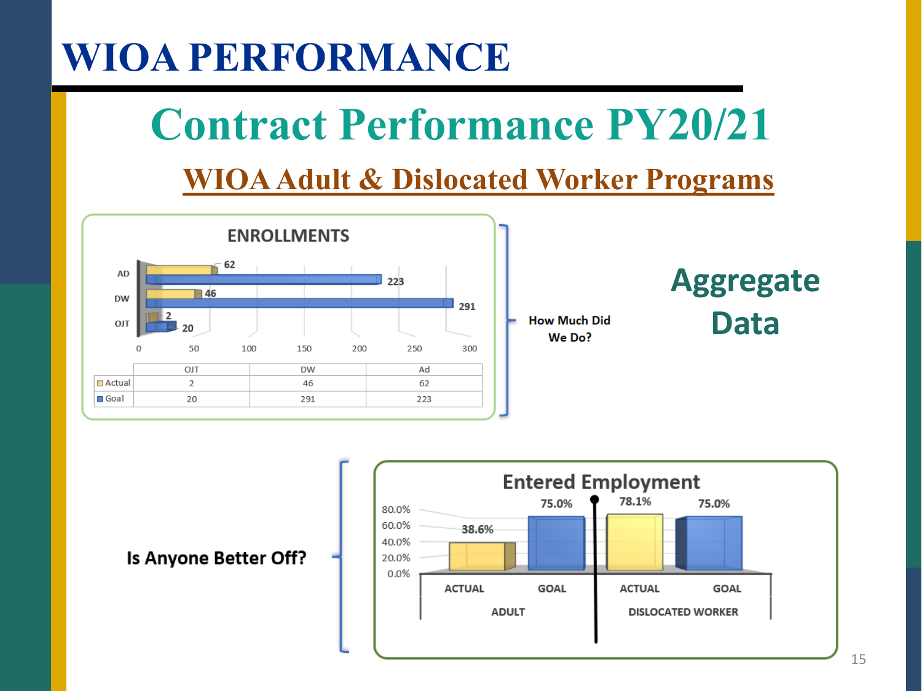# WIOA PERFORMANCE

## Contract Performance PY20/21

### WIOA Adult & Dislocated Worker Programs

**ENROLLMENTS**

| | OJT | DW | Ad |
|---|---|---|---|
| Actual | 2 | 46 | 62 |
| Goal | 20 | 291 | 223 |

How Much Did We Do?

**Aggregate Data**

Is Anyone Better Off?

**Entered Employment**

| | ADULT | | DISLOCATED WORKER | |
|---|---|---|---|---|
| | ACTUAL | GOAL | ACTUAL | GOAL |
| Entered Employment | 38.6% | 75.0% | 78.1% | 75.0% |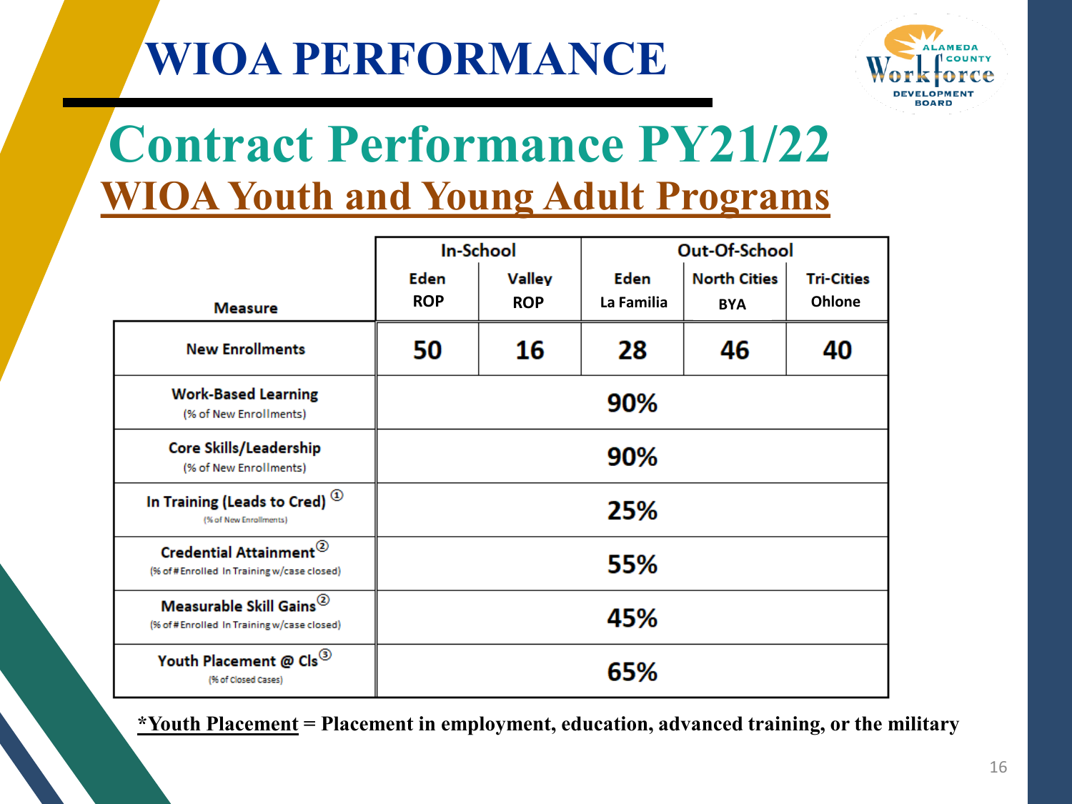# WIOA PERFORMANCE

## Contract Performance PY21/22

### WIOA Youth and Young Adult Programs

| Measure | In-School | | Out-Of-School | | |
|---|---|---|---|---|---|
| | Eden ROP | Valley ROP | Eden La Familia | North Cities BYA | Tri-Cities Ohlone |
| New Enrollments | 50 | 16 | 28 | 46 | 40 |
| Work-Based Learning (% of New Enrollments) | 90% | | | | |
| Core Skills/Leadership (% of New Enrollments) | 90% | | | | |
| In Training (Leads to Cred) ① (% of New Enrollments) | 25% | | | | |
| Credential Attainment② (% of # Enrolled In Training w/case closed) | 55% | | | | |
| Measurable Skill Gains② (% of # Enrolled In Training w/case closed) | 45% | | | | |
| Youth Placement @ Cls③ (% of Closed Cases) | 65% | | | | |

***Youth Placement** = Placement in employment, education, advanced training, or the military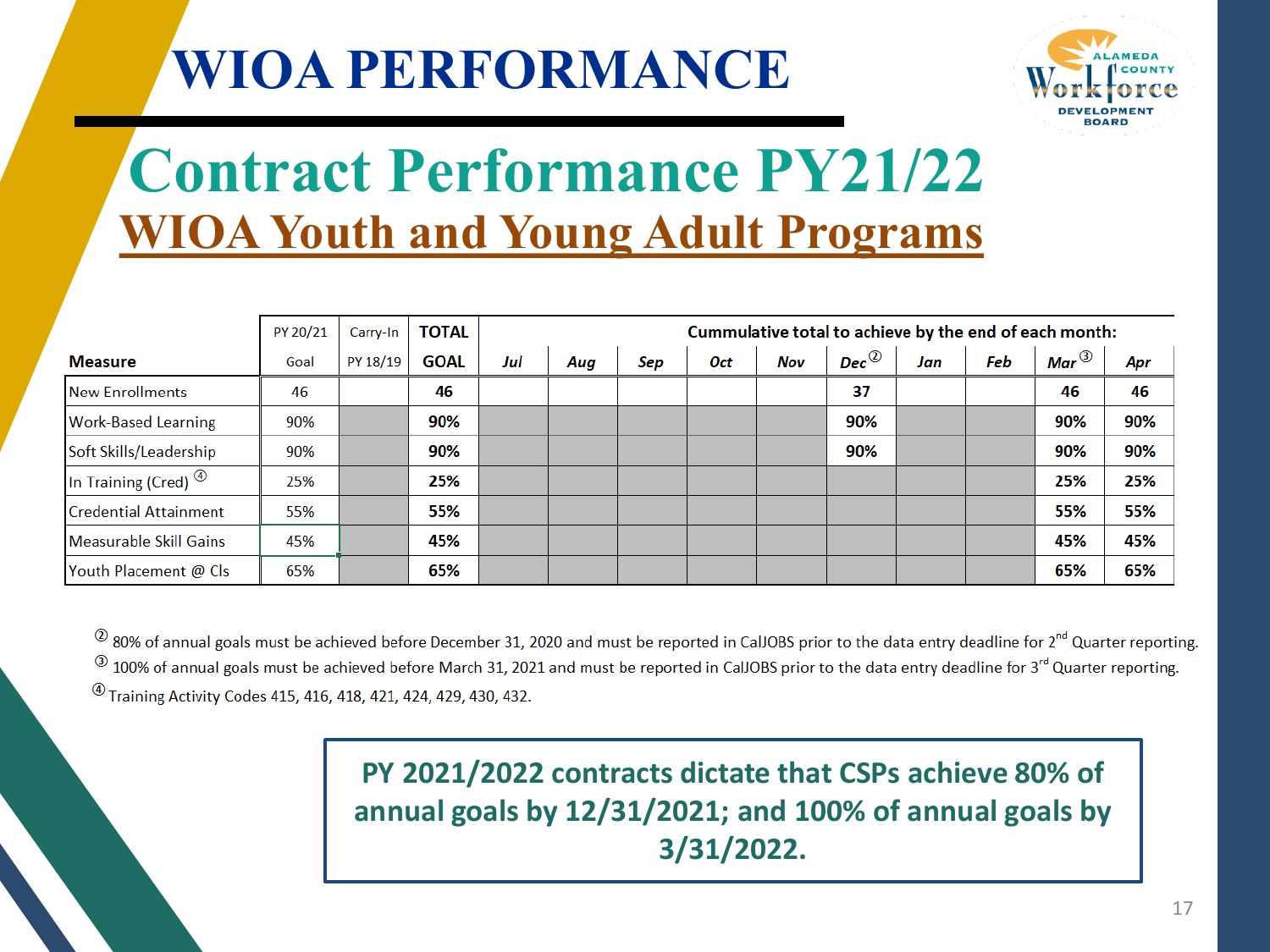# WIOA PERFORMANCE

## Contract Performance PY21/22

### WIOA Youth and Young Adult Programs

| Measure | PY 20/21 Goal | Carry-In PY 18/19 | TOTAL GOAL | Jul | Aug | Sep | Oct | Nov | Dec ② | Jan | Feb | Mar ③ | Apr |
|---|---|---|---|---|---|---|---|---|---|---|---|---|---|
| | | | | Cummulative total to achieve by the end of each month: | | | | | | | | | |
| New Enrollments | 46 | | **46** | | | | | | **37** | | | **46** | **46** |
| Work-Based Learning | 90% | | **90%** | | | | | | **90%** | | | **90%** | **90%** |
| Soft Skills/Leadership | 90% | | **90%** | | | | | | **90%** | | | **90%** | **90%** |
| In Training (Cred) ④ | 25% | | **25%** | | | | | | | | | **25%** | **25%** |
| Credential Attainment | 55% | | **55%** | | | | | | | | | **55%** | **55%** |
| Measurable Skill Gains | 45% | | **45%** | | | | | | | | | **45%** | **45%** |
| Youth Placement @ Cls | 65% | | **65%** | | | | | | | | | **65%** | **65%** |

② 80% of annual goals must be achieved before December 31, 2020 and must be reported in CalJOBS prior to the data entry deadline for 2nd Quarter reporting.

③ 100% of annual goals must be achieved before March 31, 2021 and must be reported in CalJOBS prior to the data entry deadline for 3rd Quarter reporting.

④ Training Activity Codes 415, 416, 418, 421, 424, 429, 430, 432.

**PY 2021/2022 contracts dictate that CSPs achieve 80% of annual goals by 12/31/2021; and 100% of annual goals by 3/31/2022.**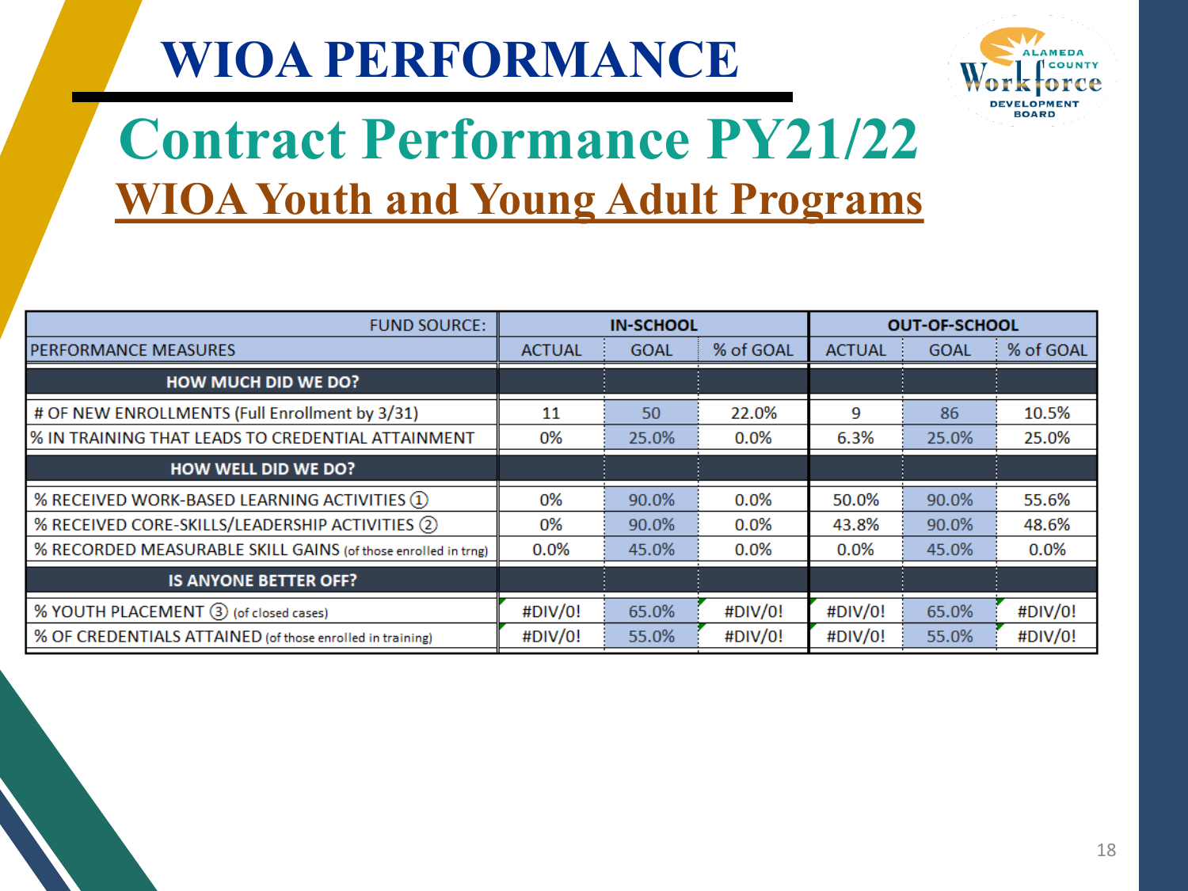# WIOA PERFORMANCE

## Contract Performance PY21/22

### WIOA Youth and Young Adult Programs

| FUND SOURCE: | IN-SCHOOL | | | OUT-OF-SCHOOL | | |
|---|---|---|---|---|---|---|
| PERFORMANCE MEASURES | ACTUAL | GOAL | % of GOAL | ACTUAL | GOAL | % of GOAL |
| **HOW MUCH DID WE DO?** | | | | | | |
| # OF NEW ENROLLMENTS (Full Enrollment by 3/31) | 11 | 50 | 22.0% | 9 | 86 | 10.5% |
| % IN TRAINING THAT LEADS TO CREDENTIAL ATTAINMENT | 0% | 25.0% | 0.0% | 6.3% | 25.0% | 25.0% |
| **HOW WELL DID WE DO?** | | | | | | |
| % RECEIVED WORK-BASED LEARNING ACTIVITIES ① | 0% | 90.0% | 0.0% | 50.0% | 90.0% | 55.6% |
| % RECEIVED CORE-SKILLS/LEADERSHIP ACTIVITIES ② | 0% | 90.0% | 0.0% | 43.8% | 90.0% | 48.6% |
| % RECORDED MEASURABLE SKILL GAINS (of those enrolled in trng) | 0.0% | 45.0% | 0.0% | 0.0% | 45.0% | 0.0% |
| **IS ANYONE BETTER OFF?** | | | | | | |
| % YOUTH PLACEMENT ③ (of closed cases) | #DIV/0! | 65.0% | #DIV/0! | #DIV/0! | 65.0% | #DIV/0! |
| % OF CREDENTIALS ATTAINED (of those enrolled in training) | #DIV/0! | 55.0% | #DIV/0! | #DIV/0! | 55.0% | #DIV/0! |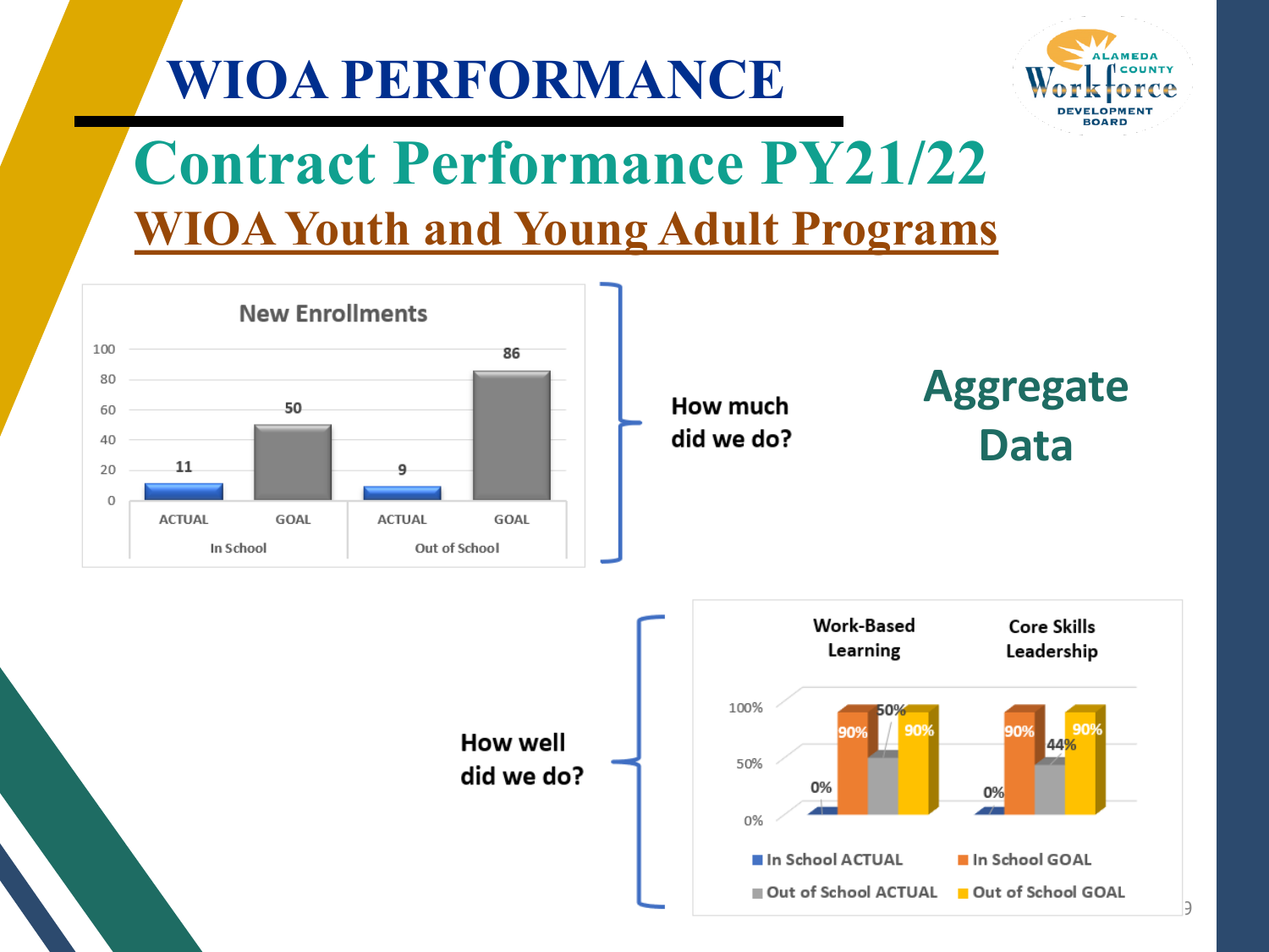# WIOA PERFORMANCE

## Contract Performance PY21/22

### WIOA Youth and Young Adult Programs

**New Enrollments**

| | In School ACTUAL | In School GOAL | Out of School ACTUAL | Out of School GOAL |
|---|---|---|---|---|
| New Enrollments | 11 | 50 | 9 | 86 |

How much did we do?

**Aggregate Data**

How well did we do?

| | In School ACTUAL | In School GOAL | Out of School ACTUAL | Out of School GOAL |
|---|---|---|---|---|
| Work-Based Learning | 0% | 90% | 50% | 90% |
| Core Skills Leadership | 0% | 90% | 44% | 90% |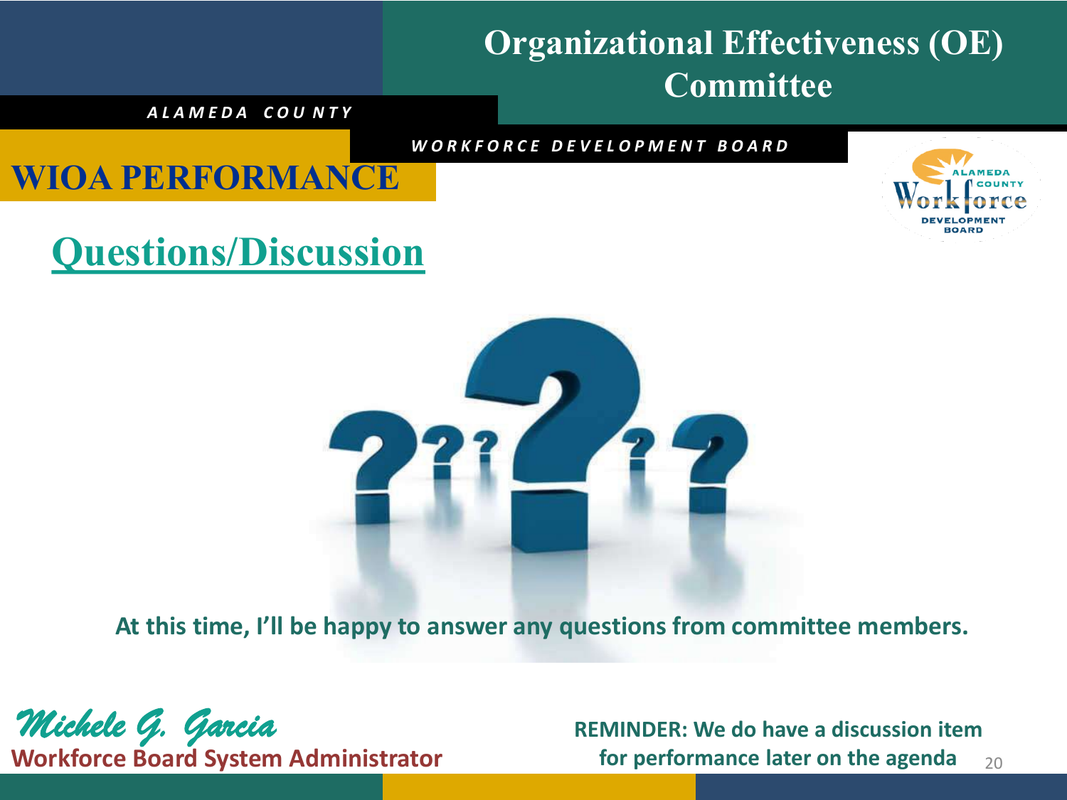# Organizational Effectiveness (OE) Committee

*ALAMEDA COUNTY*

*WORKFORCE DEVELOPMENT BOARD*

## WIOA PERFORMANCE

## Questions/Discussion

**At this time, I'll be happy to answer any questions from committee members.**

*Michele G. Garcia*
**Workforce Board System Administrator**

**REMINDER: We do have a discussion item for performance later on the agenda**